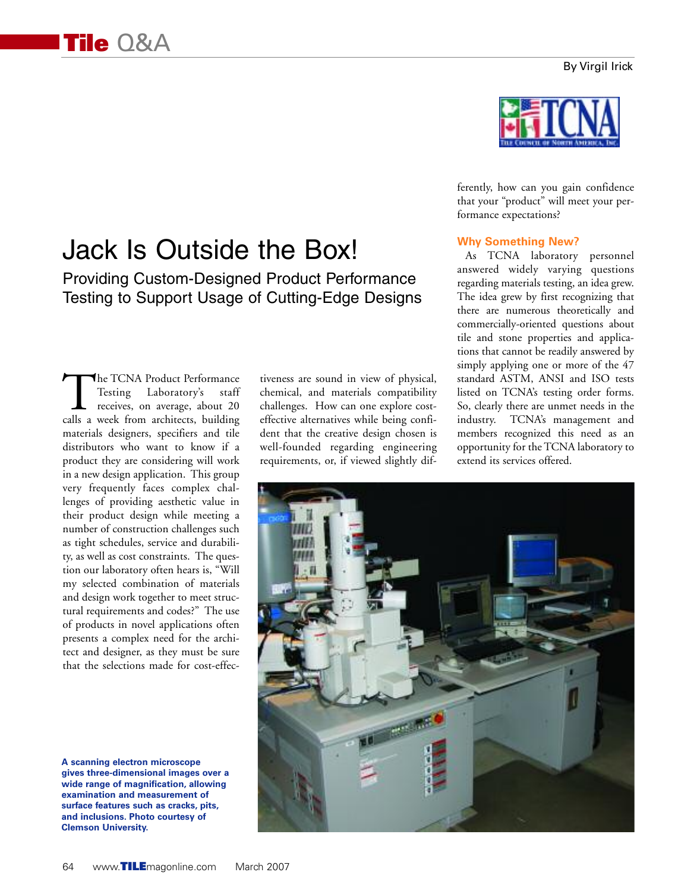By Virgil Irick

# Jack Is Outside the Box!

## Providing Custom-Designed Product Performance Testing to Support Usage of Cutting-Edge Designs

The TCNA Product Performance Testing Laboratory's staff receives, on average, about 20 calls a week from architects, building materials designers, specifiers and tile distributors who want to know if a product they are considering will work in a new design application. This group very frequently faces complex challenges of providing aesthetic value in their product design while meeting a number of construction challenges such as tight schedules, service and durability, as well as cost constraints. The question our laboratory often hears is, "Will my selected combination of materials and design work together to meet structural requirements and codes?" The use of products in novel applications often presents a complex need for the architect and designer, as they must be sure that the selections made for cost-effectiveness are sound in view of physical, chemical, and materials compatibility challenges. How can one explore cost-effective alternatives while being confident that the creative design chosen is well-founded regarding engineering requirements, or, if viewed slightly differently, how can you gain confidence that your "product" will meet your performance expectations?

### Why Something New?

As TCNA laboratory personnel answered widely varying questions regarding materials testing, an idea grew. The idea grew by first recognizing that there are numerous theoretically and commercially-oriented questions about tile and stone properties and applications that cannot be readily answered by simply applying one or more of the 47 standard ASTM, ANSI and ISO tests listed on TCNA's testing order forms. So, clearly there are unmet needs in the industry. TCNA's management and members recognized this need as an opportunity for the TCNA laboratory to extend its services offered.

**A scanning electron microscope gives three-dimensional images over a wide range of magnification, allowing examination and measurement of surface features such as cracks, pits, and inclusions. Photo courtesy of Clemson University.**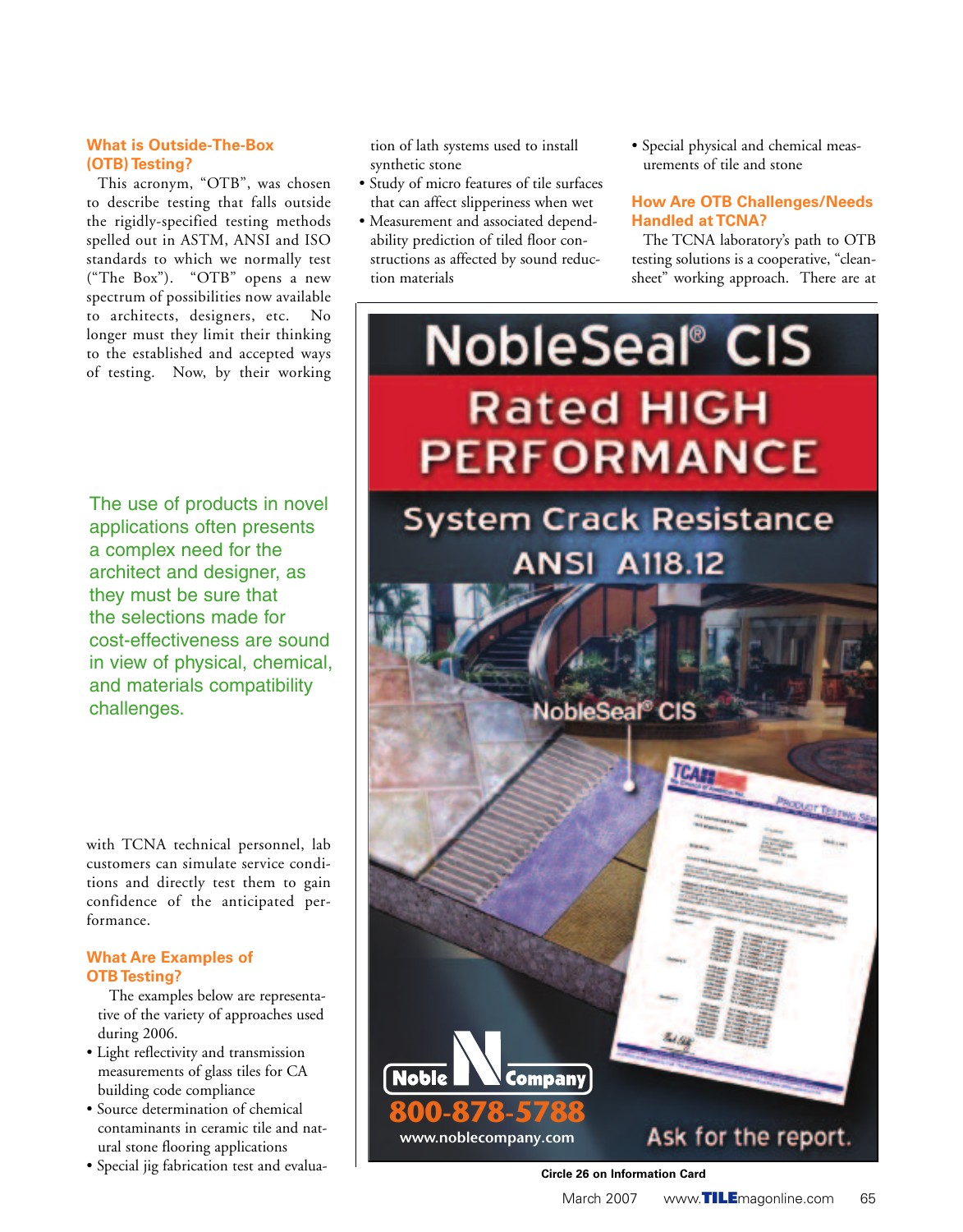### What is Outside-The-Box (OTB) Testing?

This acronym, "OTB", was chosen to describe testing that falls outside the rigidly-specified testing methods spelled out in ASTM, ANSI and ISO standards to which we normally test ("The Box"). "OTB" opens a new spectrum of possibilities now available to architects, designers, etc. No longer must they limit their thinking to the established and accepted ways of testing. Now, by their working with TCNA technical personnel, lab customers can simulate service conditions and directly test them to gain confidence of the anticipated performance.

> The use of products in novel applications often presents a complex need for the architect and designer, as they must be sure that the selections made for cost-effectiveness are sound in view of physical, chemical, and materials compatibility challenges.

### What Are Examples of OTB Testing?

The examples below are representative of the variety of approaches used during 2006.

- Light reflectivity and transmission measurements of glass tiles for CA building code compliance
- Source determination of chemical contaminants in ceramic tile and natural stone flooring applications
- Special jig fabrication test and evaluation of lath systems used to install synthetic stone
- Study of micro features of tile surfaces that can affect slipperiness when wet
- Measurement and associated dependability prediction of tiled floor constructions as affected by sound reduction materials
- Special physical and chemical measurements of tile and stone

### How Are OTB Challenges/Needs Handled at TCNA?

The TCNA laboratory's path to OTB testing solutions is a cooperative, "clean-sheet" working approach. There are at

Circle 26 on Information Card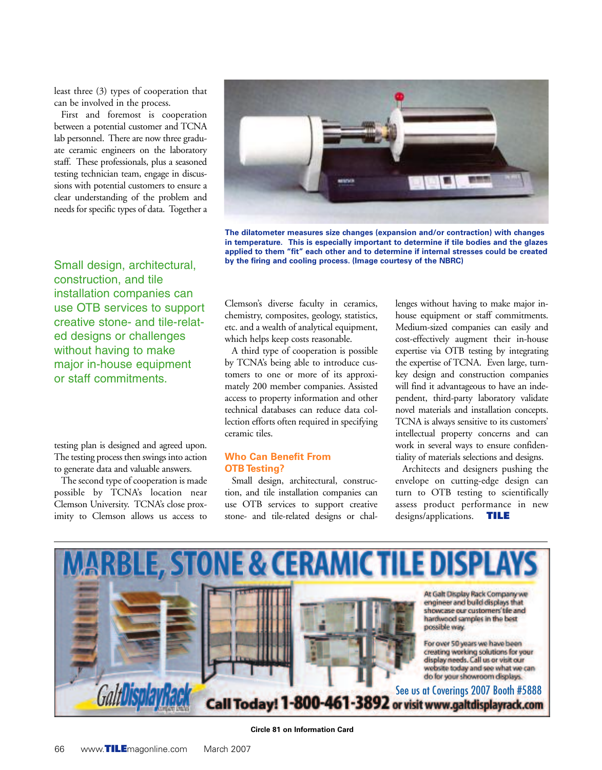least three (3) types of cooperation that can be involved in the process.

First and foremost is cooperation between a potential customer and TCNA lab personnel. There are now three graduate ceramic engineers on the laboratory staff. These professionals, plus a seasoned testing technician team, engage in discussions with potential customers to ensure a clear understanding of the problem and needs for specific types of data. Together a testing plan is designed and agreed upon. The testing process then swings into action to generate data and valuable answers.

The second type of cooperation is made possible by TCNA's location near Clemson University. TCNA's close proximity to Clemson allows us access to Clemson's diverse faculty in ceramics, chemistry, composites, geology, statistics, etc. and a wealth of analytical equipment, which helps keep costs reasonable.

A third type of cooperation is possible by TCNA's being able to introduce customers to one or more of its approximately 200 member companies. Assisted access to property information and other technical databases can reduce data collection efforts often required in specifying ceramic tiles.

The dilatometer measures size changes (expansion and/or contraction) with changes in temperature. This is especially important to determine if tile bodies and the glazes applied to them "fit" each other and to determine if internal stresses could be created by the firing and cooling process. (Image courtesy of the NBRC)

Small design, architectural, construction, and tile installation companies can use OTB services to support creative stone- and tile-related designs or challenges without having to make major in-house equipment or staff commitments.

### Who Can Benefit From OTB Testing?

Small design, architectural, construction, and tile installation companies can use OTB services to support creative stone- and tile-related designs or challenges without having to make major in-house equipment or staff commitments. Medium-sized companies can easily and cost-effectively augment their in-house expertise via OTB testing by integrating the expertise of TCNA. Even large, turnkey design and construction companies will find it advantageous to have an independent, third-party laboratory validate novel materials and installation concepts. TCNA is always sensitive to its customers' intellectual property concerns and can work in several ways to ensure confidentiality of materials selections and designs.

Architects and designers pushing the envelope on cutting-edge design can turn to OTB testing to scientifically assess product performance in new designs/applications. **TILE**

# MARBLE, STONE & CERAMIC TILE DISPLAYS

At Galt Display Rack Company we engineer and build displays that showcase our customers' tile and hardwood samples in the best possible way.

For over 50 years we have been creating working solutions for your display needs. Call us or visit our website today and see what we can do for your showroom displays.

See us at Coverings 2007 Booth #5888

GaltDisplayRack

Call Today! 1-800-461-3892 or visit www.galtdisplayrack.com

Circle 81 on Information Card